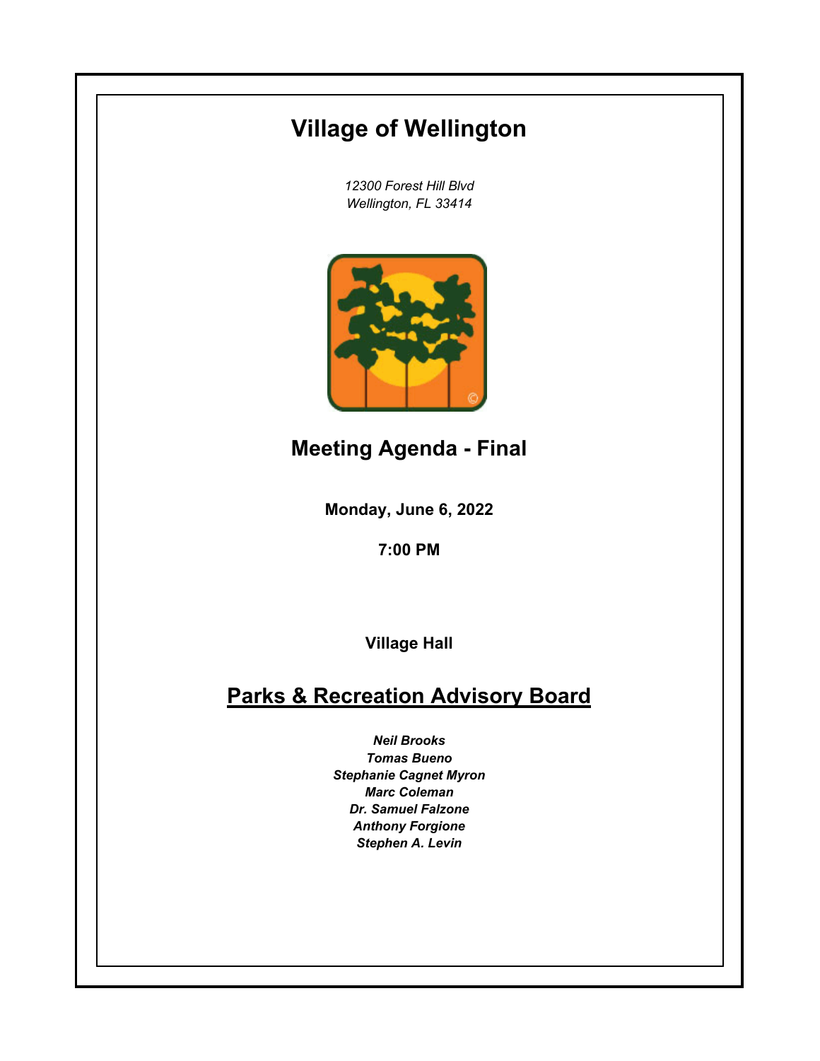# Village of Wellington

*12300 Forest Hill Blvd*
*Wellington, FL 33414*

## Meeting Agenda - Final

**Monday, June 6, 2022**

**7:00 PM**

**Village Hall**

## Parks & Recreation Advisory Board

***Neil Brooks***
***Tomas Bueno***
***Stephanie Cagnet Myron***
***Marc Coleman***
***Dr. Samuel Falzone***
***Anthony Forgione***
***Stephen A. Levin***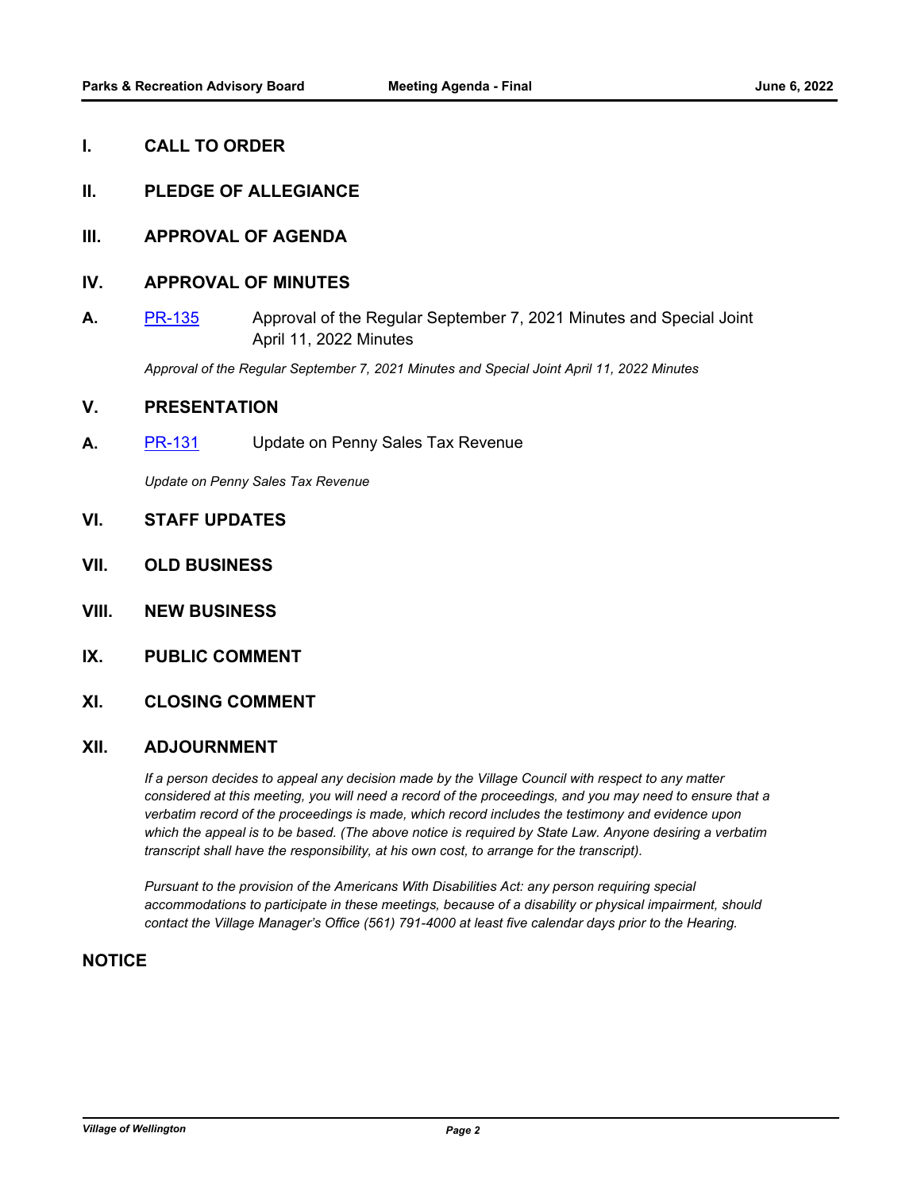## I. CALL TO ORDER

## II. PLEDGE OF ALLEGIANCE

## III. APPROVAL OF AGENDA

## IV. APPROVAL OF MINUTES

**A.** PR-135 Approval of the Regular September 7, 2021 Minutes and Special Joint April 11, 2022 Minutes

*Approval of the Regular September 7, 2021 Minutes and Special Joint April 11, 2022 Minutes*

## V. PRESENTATION

**A.** PR-131 Update on Penny Sales Tax Revenue

*Update on Penny Sales Tax Revenue*

## VI. STAFF UPDATES

## VII. OLD BUSINESS

## VIII. NEW BUSINESS

## IX. PUBLIC COMMENT

## XI. CLOSING COMMENT

## XII. ADJOURNMENT

*If a person decides to appeal any decision made by the Village Council with respect to any matter considered at this meeting, you will need a record of the proceedings, and you may need to ensure that a verbatim record of the proceedings is made, which record includes the testimony and evidence upon which the appeal is to be based. (The above notice is required by State Law. Anyone desiring a verbatim transcript shall have the responsibility, at his own cost, to arrange for the transcript).*

*Pursuant to the provision of the Americans With Disabilities Act: any person requiring special accommodations to participate in these meetings, because of a disability or physical impairment, should contact the Village Manager's Office (561) 791-4000 at least five calendar days prior to the Hearing.*

## NOTICE